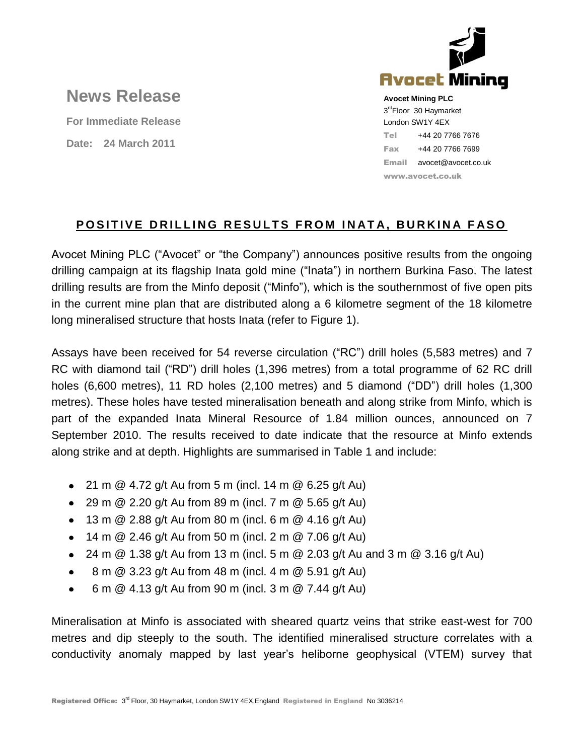# News Release

**For Immediate Release**

**Date: 24 March 2011**

**Avocet Mining PLC**
3rd Floor 30 Haymarket
London SW1Y 4EX
Tel +44 20 7766 7676
Fax +44 20 7766 7699
Email avocet@avocet.co.uk
www.avocet.co.uk

## POSITIVE DRILLING RESULTS FROM INATA, BURKINA FASO

Avocet Mining PLC ("Avocet" or "the Company") announces positive results from the ongoing drilling campaign at its flagship Inata gold mine ("Inata") in northern Burkina Faso. The latest drilling results are from the Minfo deposit ("Minfo"), which is the southernmost of five open pits in the current mine plan that are distributed along a 6 kilometre segment of the 18 kilometre long mineralised structure that hosts Inata (refer to Figure 1).

Assays have been received for 54 reverse circulation ("RC") drill holes (5,583 metres) and 7 RC with diamond tail ("RD") drill holes (1,396 metres) from a total programme of 62 RC drill holes (6,600 metres), 11 RD holes (2,100 metres) and 5 diamond ("DD") drill holes (1,300 metres). These holes have tested mineralisation beneath and along strike from Minfo, which is part of the expanded Inata Mineral Resource of 1.84 million ounces, announced on 7 September 2010. The results received to date indicate that the resource at Minfo extends along strike and at depth. Highlights are summarised in Table 1 and include:

- 21 m @ 4.72 g/t Au from 5 m (incl. 14 m @ 6.25 g/t Au)
- 29 m @ 2.20 g/t Au from 89 m (incl. 7 m @ 5.65 g/t Au)
- 13 m @ 2.88 g/t Au from 80 m (incl. 6 m @ 4.16 g/t Au)
- 14 m @ 2.46 g/t Au from 50 m (incl. 2 m @ 7.06 g/t Au)
- 24 m @ 1.38 g/t Au from 13 m (incl. 5 m @ 2.03 g/t Au and 3 m @ 3.16 g/t Au)
- 8 m @ 3.23 g/t Au from 48 m (incl. 4 m @ 5.91 g/t Au)
- 6 m @ 4.13 g/t Au from 90 m (incl. 3 m @ 7.44 g/t Au)

Mineralisation at Minfo is associated with sheared quartz veins that strike east-west for 700 metres and dip steeply to the south. The identified mineralised structure correlates with a conductivity anomaly mapped by last year's heliborne geophysical (VTEM) survey that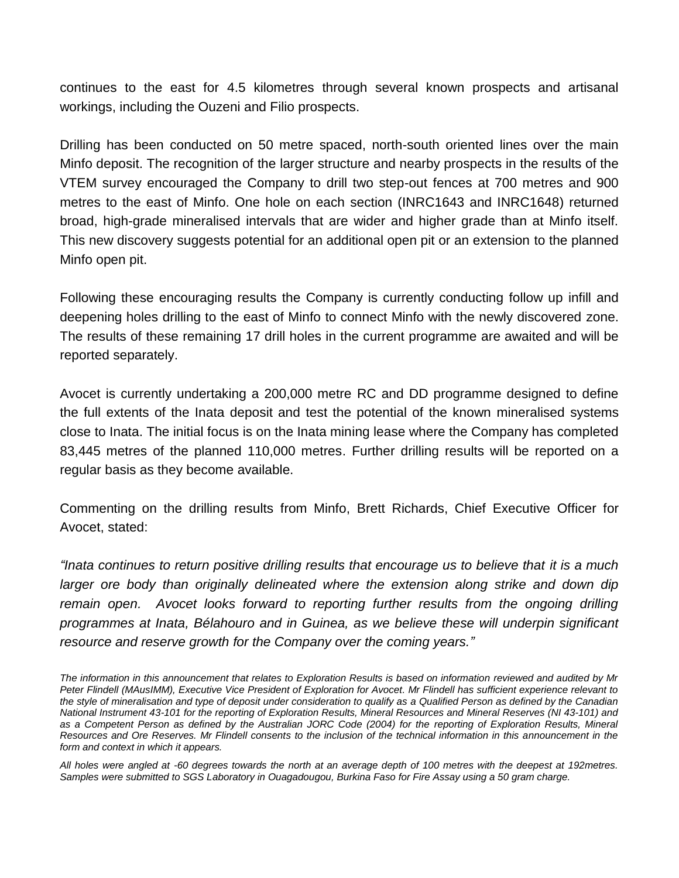continues to the east for 4.5 kilometres through several known prospects and artisanal workings, including the Ouzeni and Filio prospects.

Drilling has been conducted on 50 metre spaced, north-south oriented lines over the main Minfo deposit. The recognition of the larger structure and nearby prospects in the results of the VTEM survey encouraged the Company to drill two step-out fences at 700 metres and 900 metres to the east of Minfo. One hole on each section (INRC1643 and INRC1648) returned broad, high-grade mineralised intervals that are wider and higher grade than at Minfo itself. This new discovery suggests potential for an additional open pit or an extension to the planned Minfo open pit.

Following these encouraging results the Company is currently conducting follow up infill and deepening holes drilling to the east of Minfo to connect Minfo with the newly discovered zone. The results of these remaining 17 drill holes in the current programme are awaited and will be reported separately.

Avocet is currently undertaking a 200,000 metre RC and DD programme designed to define the full extents of the Inata deposit and test the potential of the known mineralised systems close to Inata. The initial focus is on the Inata mining lease where the Company has completed 83,445 metres of the planned 110,000 metres. Further drilling results will be reported on a regular basis as they become available.

Commenting on the drilling results from Minfo, Brett Richards, Chief Executive Officer for Avocet, stated:

*"Inata continues to return positive drilling results that encourage us to believe that it is a much larger ore body than originally delineated where the extension along strike and down dip remain open. Avocet looks forward to reporting further results from the ongoing drilling programmes at Inata, Bélahouro and in Guinea, as we believe these will underpin significant resource and reserve growth for the Company over the coming years."*

*The information in this announcement that relates to Exploration Results is based on information reviewed and audited by Mr Peter Flindell (MAusIMM), Executive Vice President of Exploration for Avocet. Mr Flindell has sufficient experience relevant to the style of mineralisation and type of deposit under consideration to qualify as a Qualified Person as defined by the Canadian National Instrument 43-101 for the reporting of Exploration Results, Mineral Resources and Mineral Reserves (NI 43-101) and as a Competent Person as defined by the Australian JORC Code (2004) for the reporting of Exploration Results, Mineral Resources and Ore Reserves. Mr Flindell consents to the inclusion of the technical information in this announcement in the form and context in which it appears.*

*All holes were angled at -60 degrees towards the north at an average depth of 100 metres with the deepest at 192metres. Samples were submitted to SGS Laboratory in Ouagadougou, Burkina Faso for Fire Assay using a 50 gram charge.*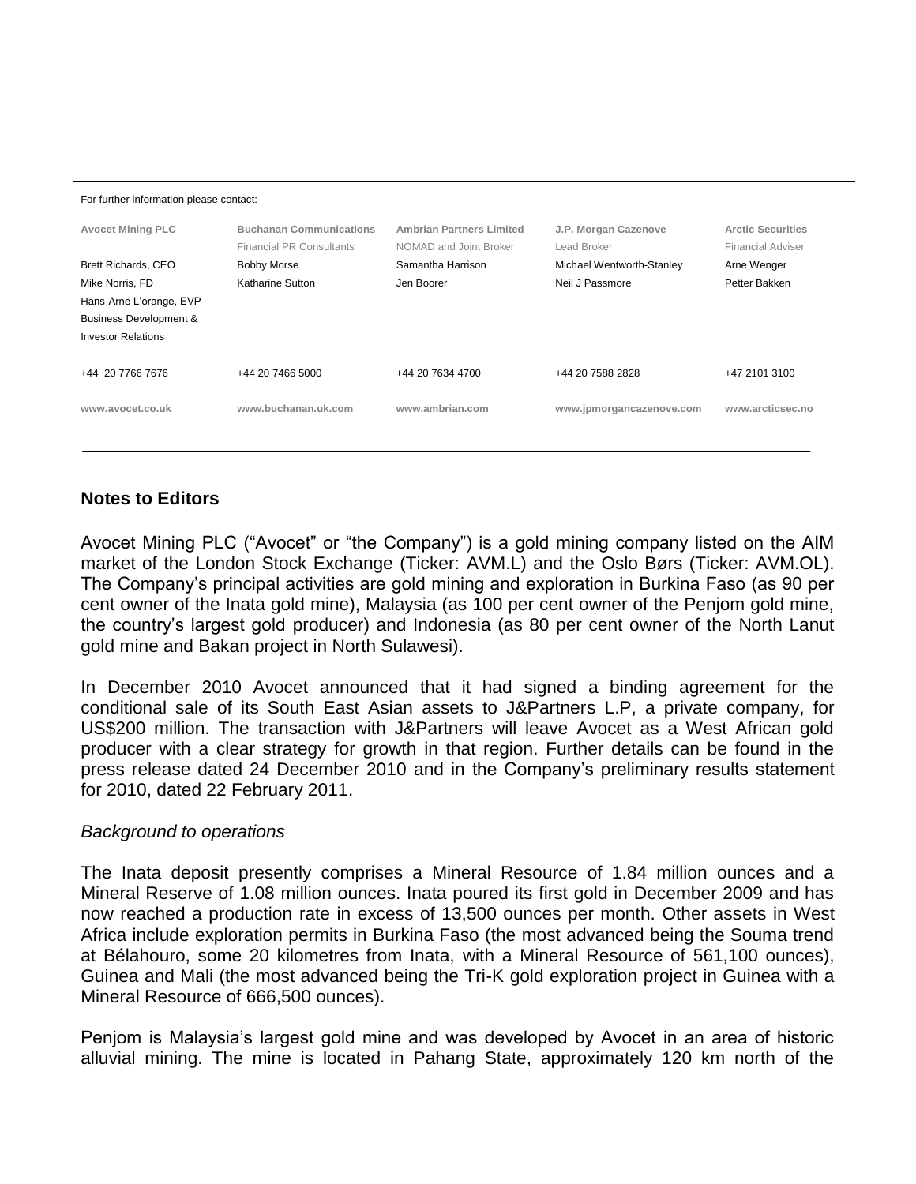For further information please contact:

| Avocet Mining PLC | Buchanan Communications | Ambrian Partners Limited | J.P. Morgan Cazenove | Arctic Securities |
|---|---|---|---|---|
| | Financial PR Consultants | NOMAD and Joint Broker | Lead Broker | Financial Adviser |
| Brett Richards, CEO | Bobby Morse | Samantha Harrison | Michael Wentworth-Stanley | Arne Wenger |
| Mike Norris, FD | Katharine Sutton | Jen Boorer | Neil J Passmore | Petter Bakken |
| Hans-Arne L'orange, EVP Business Development & Investor Relations | | | | |
| +44 20 7766 7676 | +44 20 7466 5000 | +44 20 7634 4700 | +44 20 7588 2828 | +47 2101 3100 |
| www.avocet.co.uk | www.buchanan.uk.com | www.ambrian.com | www.jpmorgancazenove.com | www.arcticsec.no |

## Notes to Editors

Avocet Mining PLC ("Avocet" or "the Company") is a gold mining company listed on the AIM market of the London Stock Exchange (Ticker: AVM.L) and the Oslo Børs (Ticker: AVM.OL). The Company's principal activities are gold mining and exploration in Burkina Faso (as 90 per cent owner of the Inata gold mine), Malaysia (as 100 per cent owner of the Penjom gold mine, the country's largest gold producer) and Indonesia (as 80 per cent owner of the North Lanut gold mine and Bakan project in North Sulawesi).

In December 2010 Avocet announced that it had signed a binding agreement for the conditional sale of its South East Asian assets to J&Partners L.P, a private company, for US$200 million. The transaction with J&Partners will leave Avocet as a West African gold producer with a clear strategy for growth in that region. Further details can be found in the press release dated 24 December 2010 and in the Company's preliminary results statement for 2010, dated 22 February 2011.

*Background to operations*

The Inata deposit presently comprises a Mineral Resource of 1.84 million ounces and a Mineral Reserve of 1.08 million ounces. Inata poured its first gold in December 2009 and has now reached a production rate in excess of 13,500 ounces per month. Other assets in West Africa include exploration permits in Burkina Faso (the most advanced being the Souma trend at Bélahouro, some 20 kilometres from Inata, with a Mineral Resource of 561,100 ounces), Guinea and Mali (the most advanced being the Tri-K gold exploration project in Guinea with a Mineral Resource of 666,500 ounces).

Penjom is Malaysia's largest gold mine and was developed by Avocet in an area of historic alluvial mining. The mine is located in Pahang State, approximately 120 km north of the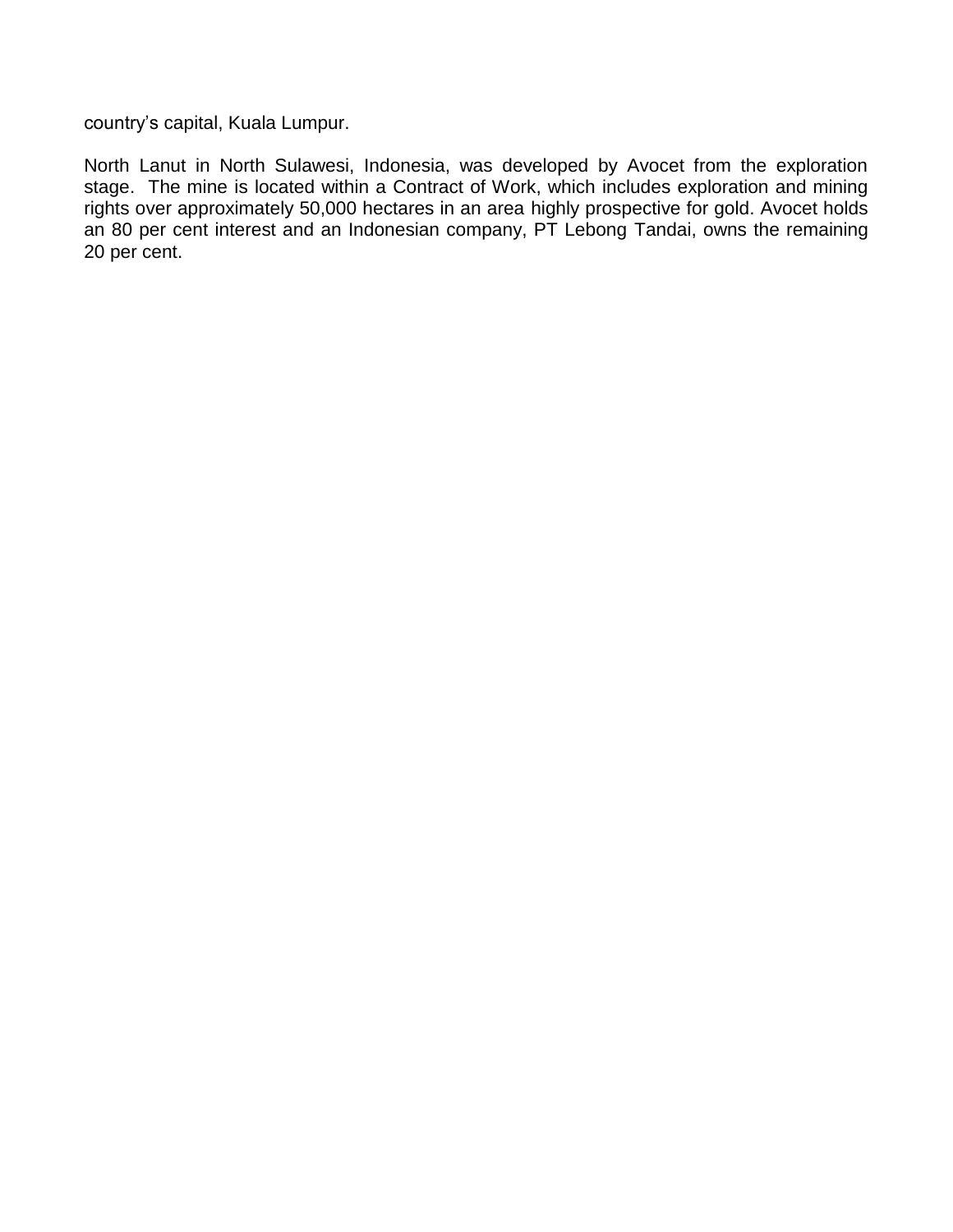country’s capital, Kuala Lumpur.

North Lanut in North Sulawesi, Indonesia, was developed by Avocet from the exploration stage. The mine is located within a Contract of Work, which includes exploration and mining rights over approximately 50,000 hectares in an area highly prospective for gold. Avocet holds an 80 per cent interest and an Indonesian company, PT Lebong Tandai, owns the remaining 20 per cent.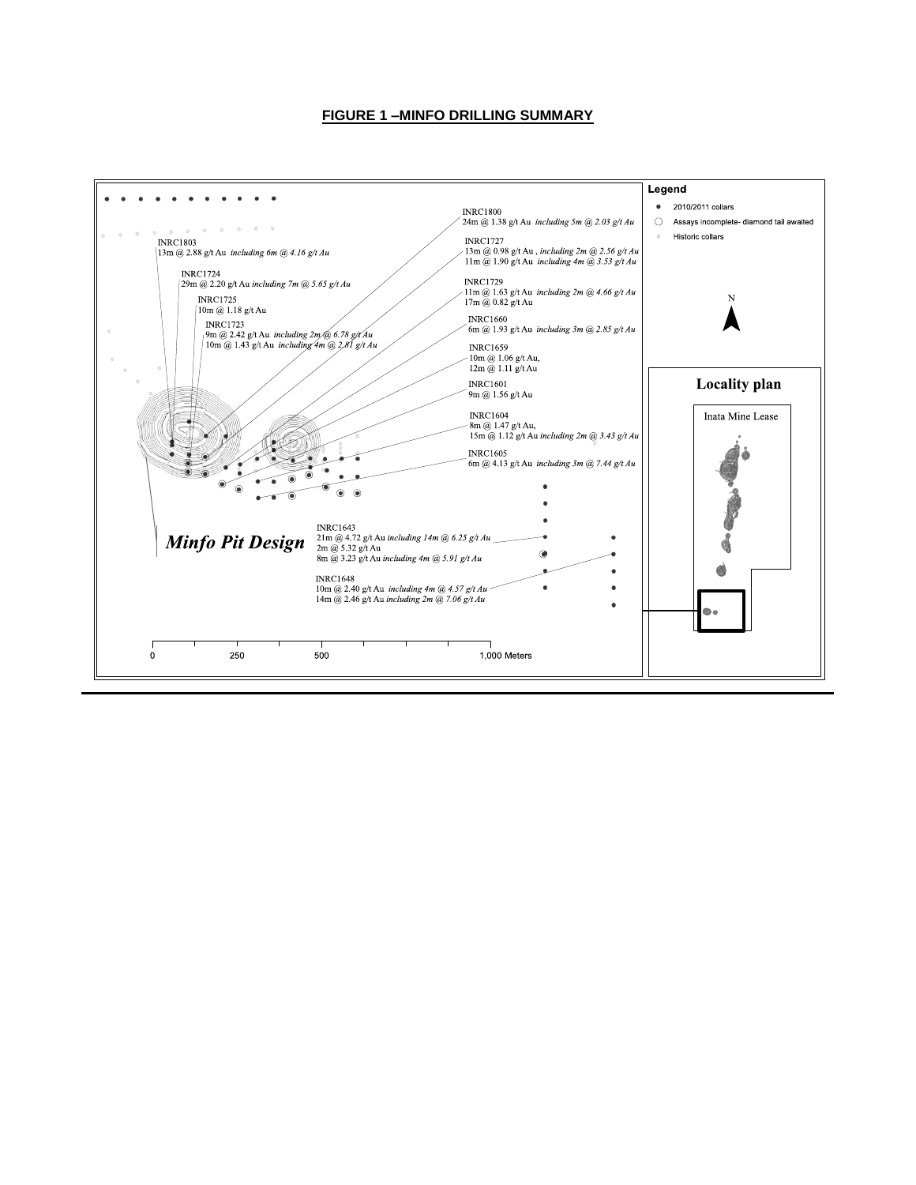**FIGURE 1 –MINFO DRILLING SUMMARY**

Legend

- 2010/2011 collars
- Assays incomplete- diamond tail awaited
- Historic collars

INRC1803
13m @ 2.88 g/t Au *including 6m @ 4.16 g/t Au*

INRC1724
29m @ 2.20 g/t Au *including 7m @ 5.65 g/t Au*

INRC1725
10m @ 1.18 g/t Au

INRC1723
9m @ 2.42 g/t Au *including 2m @ 6.78 g/t Au*
10m @ 1.43 g/t Au *including 4m @ 2.81 g/t Au*

INRC1800
24m @ 1.38 g/t Au *including 5m @ 2.03 g/t Au*

INRC1727
13m @ 0.98 g/t Au , *including 2m @ 2.56 g/t Au*
11m @ 1.90 g/t Au *including 4m @ 3.53 g/t Au*

INRC1729
11m @ 1.63 g/t Au *including 2m @ 4.66 g/t Au*
17m @ 0.82 g/t Au

INRC1660
6m @ 1.93 g/t Au *including 3m @ 2.85 g/t Au*

INRC1659
10m @ 1.06 g/t Au,
12m @ 1.11 g/t Au

INRC1601
9m @ 1.56 g/t Au

INRC1604
8m @ 1.47 g/t Au,
15m @ 1.12 g/t Au *including 2m @ 3.43 g/t Au*

INRC1605
6m @ 4.13 g/t Au *including 3m @ 7.44 g/t Au*

INRC1643
21m @ 4.72 g/t Au *including 14m @ 6.25 g/t Au*
2m @ 5.32 g/t Au
8m @ 3.23 g/t Au *including 4m @ 5.91 g/t Au*

INRC1648
10m @ 2.40 g/t Au *including 4m @ 4.57 g/t Au*
14m @ 2.46 g/t Au *including 2m @ 7.06 g/t Au*

***Minfo Pit Design***

0 250 500 1,000 Meters

N

**Locality plan**

Inata Mine Lease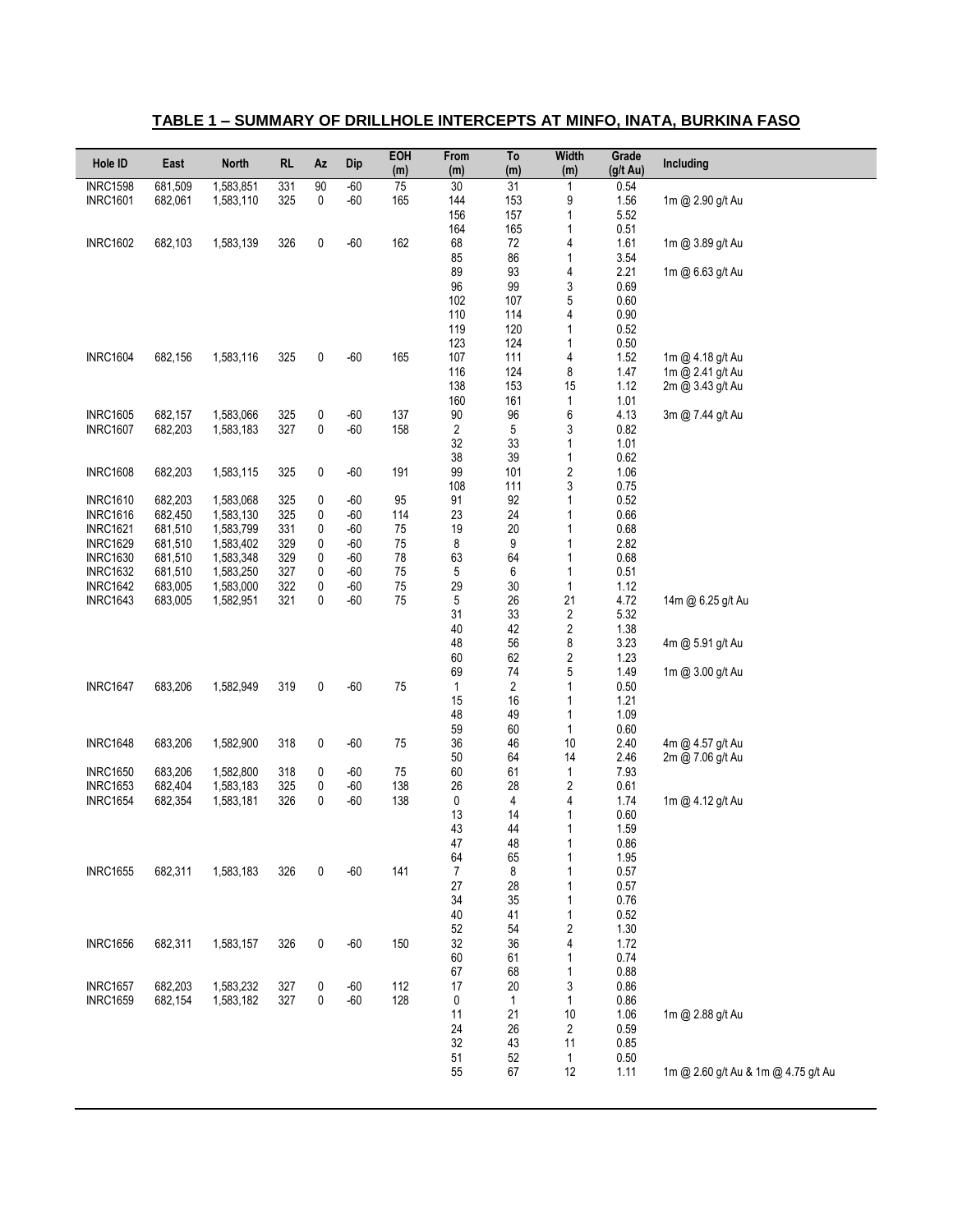## TABLE 1 – SUMMARY OF DRILLHOLE INTERCEPTS AT MINFO, INATA, BURKINA FASO

| Hole ID | East | North | RL | Az | Dip | EOH (m) | From (m) | To (m) | Width (m) | Grade (g/t Au) | Including |
|---|---|---|---|---|---|---|---|---|---|---|---|
| INRC1598 | 681,509 | 1,583,851 | 331 | 90 | -60 | 75 | 30 | 31 | 1 | 0.54 | |
| INRC1601 | 682,061 | 1,583,110 | 325 | 0 | -60 | 165 | 144 | 153 | 9 | 1.56 | 1m @ 2.90 g/t Au |
| | | | | | | | 156 | 157 | 1 | 5.52 | |
| | | | | | | | 164 | 165 | 1 | 0.51 | |
| INRC1602 | 682,103 | 1,583,139 | 326 | 0 | -60 | 162 | 68 | 72 | 4 | 1.61 | 1m @ 3.89 g/t Au |
| | | | | | | | 85 | 86 | 1 | 3.54 | |
| | | | | | | | 89 | 93 | 4 | 2.21 | 1m @ 6.63 g/t Au |
| | | | | | | | 96 | 99 | 3 | 0.69 | |
| | | | | | | | 102 | 107 | 5 | 0.60 | |
| | | | | | | | 110 | 114 | 4 | 0.90 | |
| | | | | | | | 119 | 120 | 1 | 0.52 | |
| | | | | | | | 123 | 124 | 1 | 0.50 | |
| INRC1604 | 682,156 | 1,583,116 | 325 | 0 | -60 | 165 | 107 | 111 | 4 | 1.52 | 1m @ 4.18 g/t Au |
| | | | | | | | 116 | 124 | 8 | 1.47 | 1m @ 2.41 g/t Au |
| | | | | | | | 138 | 153 | 15 | 1.12 | 2m @ 3.43 g/t Au |
| | | | | | | | 160 | 161 | 1 | 1.01 | |
| INRC1605 | 682,157 | 1,583,066 | 325 | 0 | -60 | 137 | 90 | 96 | 6 | 4.13 | 3m @ 7.44 g/t Au |
| INRC1607 | 682,203 | 1,583,183 | 327 | 0 | -60 | 158 | 2 | 5 | 3 | 0.82 | |
| | | | | | | | 32 | 33 | 1 | 1.01 | |
| | | | | | | | 38 | 39 | 1 | 0.62 | |
| INRC1608 | 682,203 | 1,583,115 | 325 | 0 | -60 | 191 | 99 | 101 | 2 | 1.06 | |
| | | | | | | | 108 | 111 | 3 | 0.75 | |
| INRC1610 | 682,203 | 1,583,068 | 325 | 0 | -60 | 95 | 91 | 92 | 1 | 0.52 | |
| INRC1616 | 682,450 | 1,583,130 | 325 | 0 | -60 | 114 | 23 | 24 | 1 | 0.66 | |
| INRC1621 | 681,510 | 1,583,799 | 331 | 0 | -60 | 75 | 19 | 20 | 1 | 0.68 | |
| INRC1629 | 681,510 | 1,583,402 | 329 | 0 | -60 | 75 | 8 | 9 | 1 | 2.82 | |
| INRC1630 | 681,510 | 1,583,348 | 329 | 0 | -60 | 78 | 63 | 64 | 1 | 0.68 | |
| INRC1632 | 681,510 | 1,583,250 | 327 | 0 | -60 | 75 | 5 | 6 | 1 | 0.51 | |
| INRC1642 | 683,005 | 1,583,000 | 322 | 0 | -60 | 75 | 29 | 30 | 1 | 1.12 | |
| INRC1643 | 683,005 | 1,582,951 | 321 | 0 | -60 | 75 | 5 | 26 | 21 | 4.72 | 14m @ 6.25 g/t Au |
| | | | | | | | 31 | 33 | 2 | 5.32 | |
| | | | | | | | 40 | 42 | 2 | 1.38 | |
| | | | | | | | 48 | 56 | 8 | 3.23 | 4m @ 5.91 g/t Au |
| | | | | | | | 60 | 62 | 2 | 1.23 | |
| | | | | | | | 69 | 74 | 5 | 1.49 | 1m @ 3.00 g/t Au |
| INRC1647 | 683,206 | 1,582,949 | 319 | 0 | -60 | 75 | 1 | 2 | 1 | 0.50 | |
| | | | | | | | 15 | 16 | 1 | 1.21 | |
| | | | | | | | 48 | 49 | 1 | 1.09 | |
| | | | | | | | 59 | 60 | 1 | 0.60 | |
| INRC1648 | 683,206 | 1,582,900 | 318 | 0 | -60 | 75 | 36 | 46 | 10 | 2.40 | 4m @ 4.57 g/t Au |
| | | | | | | | 50 | 64 | 14 | 2.46 | 2m @ 7.06 g/t Au |
| INRC1650 | 683,206 | 1,582,800 | 318 | 0 | -60 | 75 | 60 | 61 | 1 | 7.93 | |
| INRC1653 | 682,404 | 1,583,183 | 325 | 0 | -60 | 138 | 26 | 28 | 2 | 0.61 | |
| INRC1654 | 682,354 | 1,583,181 | 326 | 0 | -60 | 138 | 0 | 4 | 4 | 1.74 | 1m @ 4.12 g/t Au |
| | | | | | | | 13 | 14 | 1 | 0.60 | |
| | | | | | | | 43 | 44 | 1 | 1.59 | |
| | | | | | | | 47 | 48 | 1 | 0.86 | |
| | | | | | | | 64 | 65 | 1 | 1.95 | |
| INRC1655 | 682,311 | 1,583,183 | 326 | 0 | -60 | 141 | 7 | 8 | 1 | 0.57 | |
| | | | | | | | 27 | 28 | 1 | 0.57 | |
| | | | | | | | 34 | 35 | 1 | 0.76 | |
| | | | | | | | 40 | 41 | 1 | 0.52 | |
| | | | | | | | 52 | 54 | 2 | 1.30 | |
| INRC1656 | 682,311 | 1,583,157 | 326 | 0 | -60 | 150 | 32 | 36 | 4 | 1.72 | |
| | | | | | | | 60 | 61 | 1 | 0.74 | |
| | | | | | | | 67 | 68 | 1 | 0.88 | |
| INRC1657 | 682,203 | 1,583,232 | 327 | 0 | -60 | 112 | 17 | 20 | 3 | 0.86 | |
| INRC1659 | 682,154 | 1,583,182 | 327 | 0 | -60 | 128 | 0 | 1 | 1 | 0.86 | |
| | | | | | | | 11 | 21 | 10 | 1.06 | 1m @ 2.88 g/t Au |
| | | | | | | | 24 | 26 | 2 | 0.59 | |
| | | | | | | | 32 | 43 | 11 | 0.85 | |
| | | | | | | | 51 | 52 | 1 | 0.50 | |
| | | | | | | | 55 | 67 | 12 | 1.11 | 1m @ 2.60 g/t Au & 1m @ 4.75 g/t Au |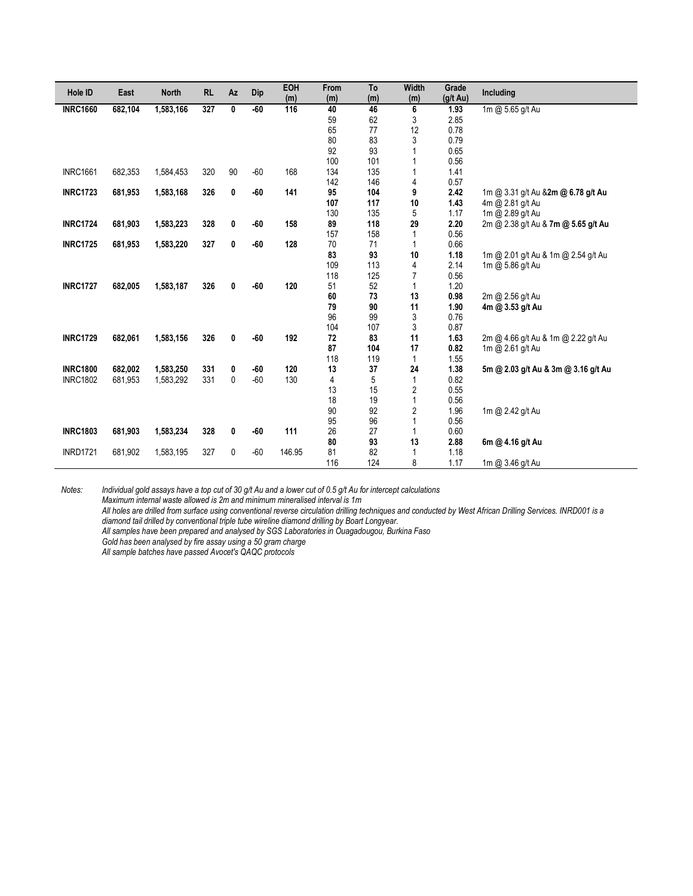| Hole ID | East | North | RL | Az | Dip | EOH (m) | From (m) | To (m) | Width (m) | Grade (g/t Au) | Including |
|---|---|---|---|---|---|---|---|---|---|---|---|
| **INRC1660** | **682,104** | **1,583,166** | **327** | **0** | **-60** | **116** | **40** | **46** | **6** | **1.93** | 1m @ 5.65 g/t Au |
| | | | | | | | 59 | 62 | 3 | 2.85 | |
| | | | | | | | 65 | 77 | 12 | 0.78 | |
| | | | | | | | 80 | 83 | 3 | 0.79 | |
| | | | | | | | 92 | 93 | 1 | 0.65 | |
| | | | | | | | 100 | 101 | 1 | 0.56 | |
| INRC1661 | 682,353 | 1,584,453 | 320 | 90 | -60 | 168 | 134 | 135 | 1 | 1.41 | |
| | | | | | | | 142 | 146 | 4 | 0.57 | |
| **INRC1723** | **681,953** | **1,583,168** | **326** | **0** | **-60** | **141** | **95** | **104** | **9** | **2.42** | 1m @ 3.31 g/t Au &**2m @ 6.78 g/t Au** |
| | | | | | | | **107** | **117** | **10** | **1.43** | 4m @ 2.81 g/t Au |
| | | | | | | | 130 | 135 | 5 | 1.17 | 1m @ 2.89 g/t Au |
| **INRC1724** | **681,903** | **1,583,223** | **328** | **0** | **-60** | **158** | **89** | **118** | **29** | **2.20** | 2m @ 2.38 g/t Au & **7m @ 5.65 g/t Au** |
| | | | | | | | 157 | 158 | 1 | 0.56 | |
| **INRC1725** | **681,953** | **1,583,220** | **327** | **0** | **-60** | **128** | 70 | 71 | 1 | 0.66 | |
| | | | | | | | **83** | **93** | **10** | **1.18** | 1m @ 2.01 g/t Au & 1m @ 2.54 g/t Au |
| | | | | | | | 109 | 113 | 4 | 2.14 | 1m @ 5.86 g/t Au |
| | | | | | | | 118 | 125 | 7 | 0.56 | |
| **INRC1727** | **682,005** | **1,583,187** | **326** | **0** | **-60** | **120** | 51 | 52 | 1 | 1.20 | |
| | | | | | | | **60** | **73** | **13** | **0.98** | 2m @ 2.56 g/t Au |
| | | | | | | | **79** | **90** | **11** | **1.90** | **4m @ 3.53 g/t Au** |
| | | | | | | | 96 | 99 | 3 | 0.76 | |
| | | | | | | | 104 | 107 | 3 | 0.87 | |
| **INRC1729** | **682,061** | **1,583,156** | **326** | **0** | **-60** | **192** | **72** | **83** | **11** | **1.63** | 2m @ 4.66 g/t Au & 1m @ 2.22 g/t Au |
| | | | | | | | **87** | **104** | **17** | **0.82** | 1m @ 2.61 g/t Au |
| | | | | | | | 118 | 119 | 1 | 1.55 | |
| **INRC1800** | **682,002** | **1,583,250** | **331** | **0** | **-60** | **120** | **13** | **37** | **24** | **1.38** | **5m @ 2.03 g/t Au & 3m @ 3.16 g/t Au** |
| INRC1802 | 681,953 | 1,583,292 | 331 | 0 | -60 | 130 | 4 | 5 | 1 | 0.82 | |
| | | | | | | | 13 | 15 | 2 | 0.55 | |
| | | | | | | | 18 | 19 | 1 | 0.56 | |
| | | | | | | | 90 | 92 | 2 | 1.96 | 1m @ 2.42 g/t Au |
| | | | | | | | 95 | 96 | 1 | 0.56 | |
| **INRC1803** | **681,903** | **1,583,234** | **328** | **0** | **-60** | **111** | 26 | 27 | 1 | 0.60 | |
| | | | | | | | **80** | **93** | **13** | **2.88** | **6m @ 4.16 g/t Au** |
| INRD1721 | 681,902 | 1,583,195 | 327 | 0 | -60 | 146.95 | 81 | 82 | 1 | 1.18 | |
| | | | | | | | 116 | 124 | 8 | 1.17 | 1m @ 3.46 g/t Au |

Notes:

*Individual gold assays have a top cut of 30 g/t Au and a lower cut of 0.5 g/t Au for intercept calculations*

*Maximum internal waste allowed is 2m and minimum mineralised interval is 1m*

*All holes are drilled from surface using conventional reverse circulation drilling techniques and conducted by West African Drilling Services. INRD001 is a diamond tail drilled by conventional triple tube wireline diamond drilling by Boart Longyear.*

*All samples have been prepared and analysed by SGS Laboratories in Ouagadougou, Burkina Faso*

*Gold has been analysed by fire assay using a 50 gram charge*

*All sample batches have passed Avocet's QAQC protocols*